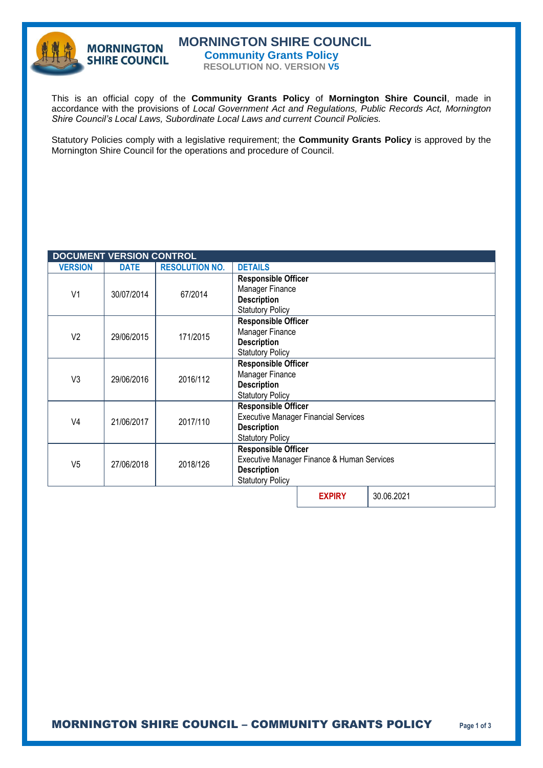# MORNINGTON SHIRE COUNCIL

## Community Grants Policy

**RESOLUTION NO. VERSION V5**

This is an official copy of the **Community Grants Policy** of **Mornington Shire Council**, made in accordance with the provisions of *Local Government Act and Regulations, Public Records Act, Mornington Shire Council's Local Laws, Subordinate Local Laws and current Council Policies.*

Statutory Policies comply with a legislative requirement; the **Community Grants Policy** is approved by the Mornington Shire Council for the operations and procedure of Council.

| DOCUMENT VERSION CONTROL | | | |
|---|---|---|---|
| **VERSION** | **DATE** | **RESOLUTION NO.** | **DETAILS** |
| V1 | 30/07/2014 | 67/2014 | **Responsible Officer** Manager Finance **Description** Statutory Policy |
| V2 | 29/06/2015 | 171/2015 | **Responsible Officer** Manager Finance **Description** Statutory Policy |
| V3 | 29/06/2016 | 2016/112 | **Responsible Officer** Manager Finance **Description** Statutory Policy |
| V4 | 21/06/2017 | 2017/110 | **Responsible Officer** Executive Manager Financial Services **Description** Statutory Policy |
| V5 | 27/06/2018 | 2018/126 | **Responsible Officer** Executive Manager Finance & Human Services **Description** Statutory Policy |
| | | **EXPIRY** | 30.06.2021 |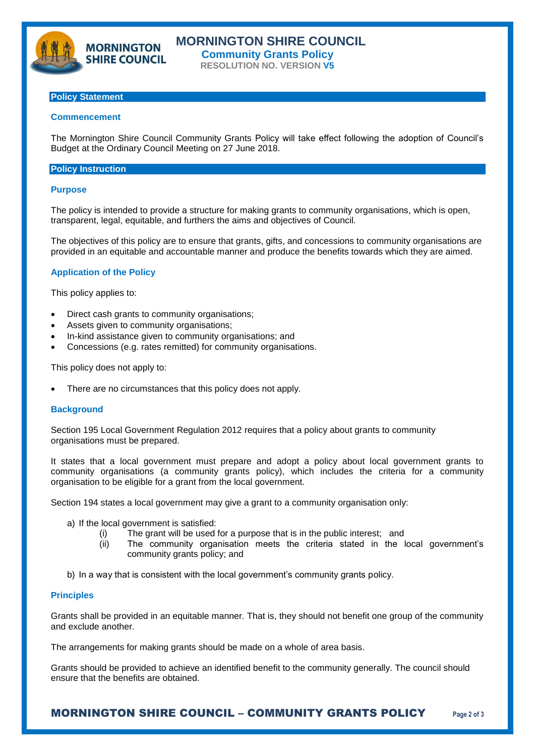# MORNINGTON SHIRE COUNCIL

## Community Grants Policy

**RESOLUTION NO. VERSION V5**

## Policy Statement

### Commencement

The Mornington Shire Council Community Grants Policy will take effect following the adoption of Council's Budget at the Ordinary Council Meeting on 27 June 2018.

## Policy Instruction

### Purpose

The policy is intended to provide a structure for making grants to community organisations, which is open, transparent, legal, equitable, and furthers the aims and objectives of Council.

The objectives of this policy are to ensure that grants, gifts, and concessions to community organisations are provided in an equitable and accountable manner and produce the benefits towards which they are aimed.

### Application of the Policy

This policy applies to:

- Direct cash grants to community organisations;
- Assets given to community organisations;
- In-kind assistance given to community organisations; and
- Concessions (e.g. rates remitted) for community organisations.

This policy does not apply to:

- There are no circumstances that this policy does not apply.

### Background

Section 195 Local Government Regulation 2012 requires that a policy about grants to community organisations must be prepared.

It states that a local government must prepare and adopt a policy about local government grants to community organisations (a community grants policy), which includes the criteria for a community organisation to be eligible for a grant from the local government.

Section 194 states a local government may give a grant to a community organisation only:

a) If the local government is satisfied:
   (i) The grant will be used for a purpose that is in the public interest; and
   (ii) The community organisation meets the criteria stated in the local government's community grants policy; and

b) In a way that is consistent with the local government's community grants policy.

### Principles

Grants shall be provided in an equitable manner. That is, they should not benefit one group of the community and exclude another.

The arrangements for making grants should be made on a whole of area basis.

Grants should be provided to achieve an identified benefit to the community generally. The council should ensure that the benefits are obtained.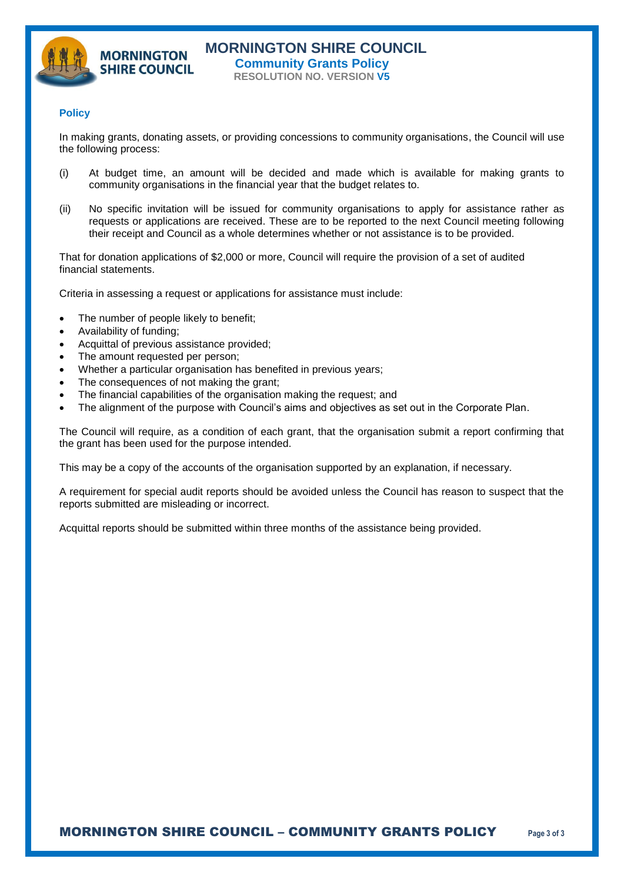### Policy

In making grants, donating assets, or providing concessions to community organisations, the Council will use the following process:

(i) At budget time, an amount will be decided and made which is available for making grants to community organisations in the financial year that the budget relates to.

(ii) No specific invitation will be issued for community organisations to apply for assistance rather as requests or applications are received. These are to be reported to the next Council meeting following their receipt and Council as a whole determines whether or not assistance is to be provided.

That for donation applications of $2,000 or more, Council will require the provision of a set of audited financial statements.

Criteria in assessing a request or applications for assistance must include:

- The number of people likely to benefit;
- Availability of funding;
- Acquittal of previous assistance provided;
- The amount requested per person;
- Whether a particular organisation has benefited in previous years;
- The consequences of not making the grant;
- The financial capabilities of the organisation making the request; and
- The alignment of the purpose with Council's aims and objectives as set out in the Corporate Plan.

The Council will require, as a condition of each grant, that the organisation submit a report confirming that the grant has been used for the purpose intended.

This may be a copy of the accounts of the organisation supported by an explanation, if necessary.

A requirement for special audit reports should be avoided unless the Council has reason to suspect that the reports submitted are misleading or incorrect.

Acquittal reports should be submitted within three months of the assistance being provided.